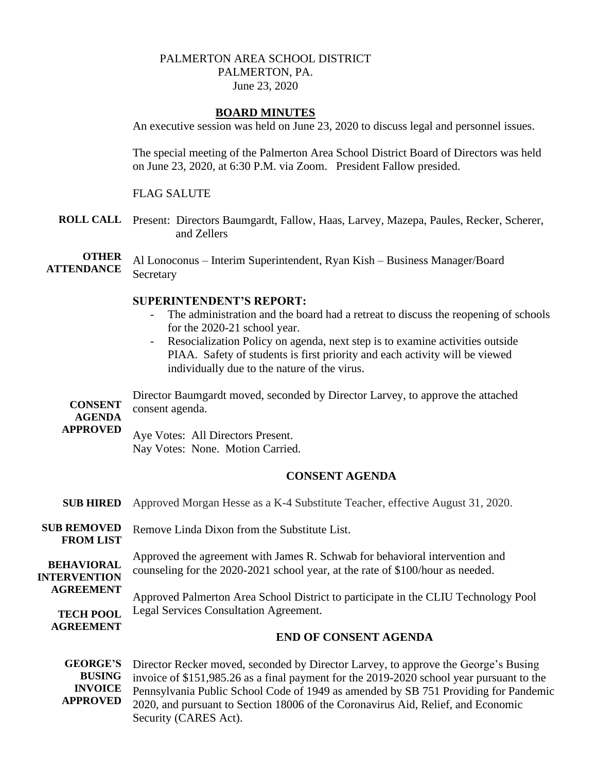PALMERTON AREA SCHOOL DISTRICT
PALMERTON, PA.
June 23, 2020

## BOARD MINUTES

An executive session was held on June 23, 2020 to discuss legal and personnel issues.

The special meeting of the Palmerton Area School District Board of Directors was held on June 23, 2020, at 6:30 P.M. via Zoom. President Fallow presided.

FLAG SALUTE

**ROLL CALL** Present: Directors Baumgardt, Fallow, Haas, Larvey, Mazepa, Paules, Recker, Scherer, and Zellers

**OTHER ATTENDANCE** Al Lonoconus – Interim Superintendent, Ryan Kish – Business Manager/Board Secretary

**SUPERINTENDENT'S REPORT:**

- The administration and the board had a retreat to discuss the reopening of schools for the 2020-21 school year.
- Resocialization Policy on agenda, next step is to examine activities outside PIAA. Safety of students is first priority and each activity will be viewed individually due to the nature of the virus.

**CONSENT AGENDA APPROVED** Director Baumgardt moved, seconded by Director Larvey, to approve the attached consent agenda.

Aye Votes: All Directors Present.
Nay Votes: None. Motion Carried.

### CONSENT AGENDA

**SUB HIRED** Approved Morgan Hesse as a K-4 Substitute Teacher, effective August 31, 2020.

**SUB REMOVED FROM LIST** Remove Linda Dixon from the Substitute List.

**BEHAVIORAL INTERVENTION AGREEMENT** Approved the agreement with James R. Schwab for behavioral intervention and counseling for the 2020-2021 school year, at the rate of $100/hour as needed.

**TECH POOL AGREEMENT** Approved Palmerton Area School District to participate in the CLIU Technology Pool Legal Services Consultation Agreement.

### END OF CONSENT AGENDA

**GEORGE'S BUSING INVOICE APPROVED** Director Recker moved, seconded by Director Larvey, to approve the George's Busing invoice of $151,985.26 as a final payment for the 2019-2020 school year pursuant to the Pennsylvania Public School Code of 1949 as amended by SB 751 Providing for Pandemic 2020, and pursuant to Section 18006 of the Coronavirus Aid, Relief, and Economic Security (CARES Act).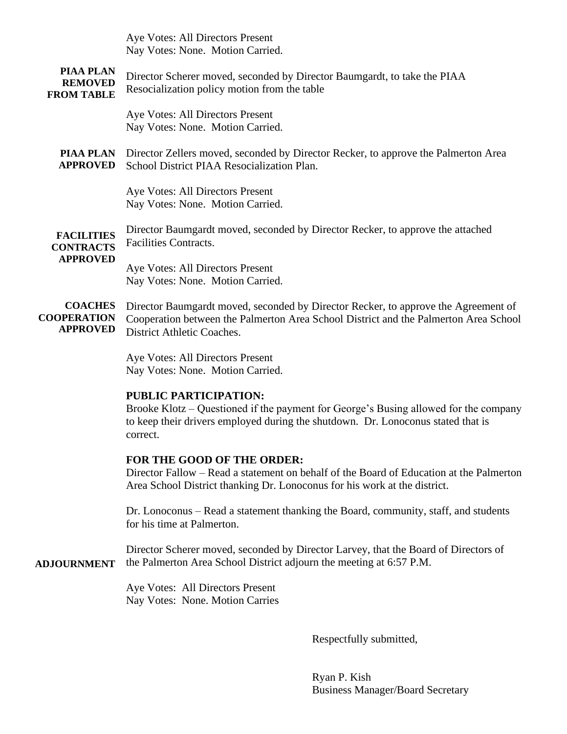Aye Votes: All Directors Present
Nay Votes: None. Motion Carried.

**PIAA PLAN REMOVED FROM TABLE**

Director Scherer moved, seconded by Director Baumgardt, to take the PIAA Resocialization policy motion from the table

Aye Votes: All Directors Present
Nay Votes: None. Motion Carried.

**PIAA PLAN APPROVED**

Director Zellers moved, seconded by Director Recker, to approve the Palmerton Area School District PIAA Resocialization Plan.

Aye Votes: All Directors Present
Nay Votes: None. Motion Carried.

**FACILITIES CONTRACTS APPROVED**

Director Baumgardt moved, seconded by Director Recker, to approve the attached Facilities Contracts.

Aye Votes: All Directors Present
Nay Votes: None. Motion Carried.

**COACHES COOPERATION APPROVED**

Director Baumgardt moved, seconded by Director Recker, to approve the Agreement of Cooperation between the Palmerton Area School District and the Palmerton Area School District Athletic Coaches.

Aye Votes: All Directors Present
Nay Votes: None. Motion Carried.

**PUBLIC PARTICIPATION:**

Brooke Klotz – Questioned if the payment for George's Busing allowed for the company to keep their drivers employed during the shutdown. Dr. Lonoconus stated that is correct.

**FOR THE GOOD OF THE ORDER:**

Director Fallow – Read a statement on behalf of the Board of Education at the Palmerton Area School District thanking Dr. Lonoconus for his work at the district.

Dr. Lonoconus – Read a statement thanking the Board, community, staff, and students for his time at Palmerton.

**ADJOURNMENT**

Director Scherer moved, seconded by Director Larvey, that the Board of Directors of the Palmerton Area School District adjourn the meeting at 6:57 P.M.

Aye Votes: All Directors Present
Nay Votes: None. Motion Carries

Respectfully submitted,

Ryan P. Kish
Business Manager/Board Secretary